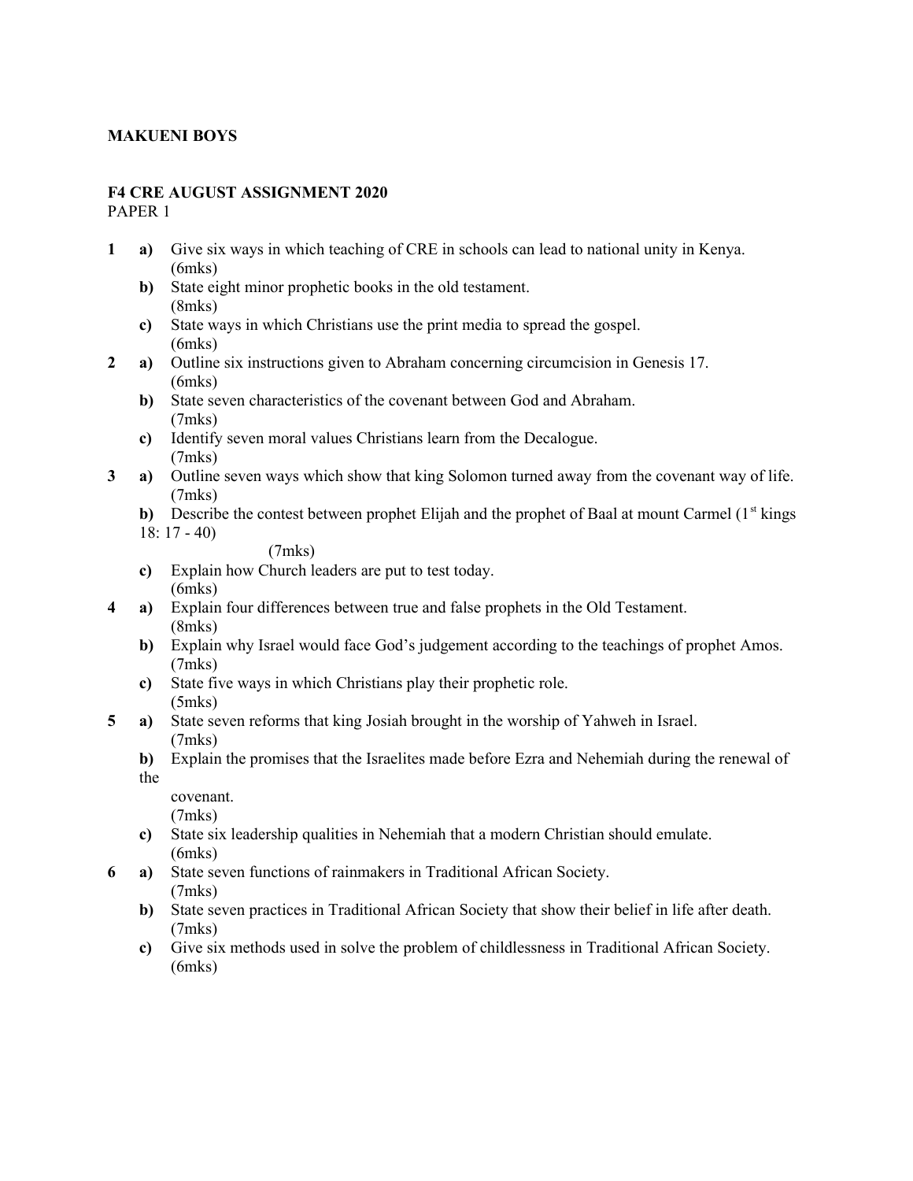**MAKUENI BOYS**

**F4 CRE AUGUST ASSIGNMENT 2020**
PAPER 1

**1** **a)** Give six ways in which teaching of CRE in schools can lead to national unity in Kenya. (6mks)

**b)** State eight minor prophetic books in the old testament. (8mks)

**c)** State ways in which Christians use the print media to spread the gospel. (6mks)

**2** **a)** Outline six instructions given to Abraham concerning circumcision in Genesis 17. (6mks)

**b)** State seven characteristics of the covenant between God and Abraham. (7mks)

**c)** Identify seven moral values Christians learn from the Decalogue. (7mks)

**3** **a)** Outline seven ways which show that king Solomon turned away from the covenant way of life. (7mks)

**b)** Describe the contest between prophet Elijah and the prophet of Baal at mount Carmel (1st kings 18: 17 - 40) (7mks)

**c)** Explain how Church leaders are put to test today. (6mks)

**4** **a)** Explain four differences between true and false prophets in the Old Testament. (8mks)

**b)** Explain why Israel would face God's judgement according to the teachings of prophet Amos. (7mks)

**c)** State five ways in which Christians play their prophetic role. (5mks)

**5** **a)** State seven reforms that king Josiah brought in the worship of Yahweh in Israel. (7mks)

**b)** Explain the promises that the Israelites made before Ezra and Nehemiah during the renewal of the covenant. (7mks)

**c)** State six leadership qualities in Nehemiah that a modern Christian should emulate. (6mks)

**6** **a)** State seven functions of rainmakers in Traditional African Society. (7mks)

**b)** State seven practices in Traditional African Society that show their belief in life after death. (7mks)

**c)** Give six methods used in solve the problem of childlessness in Traditional African Society. (6mks)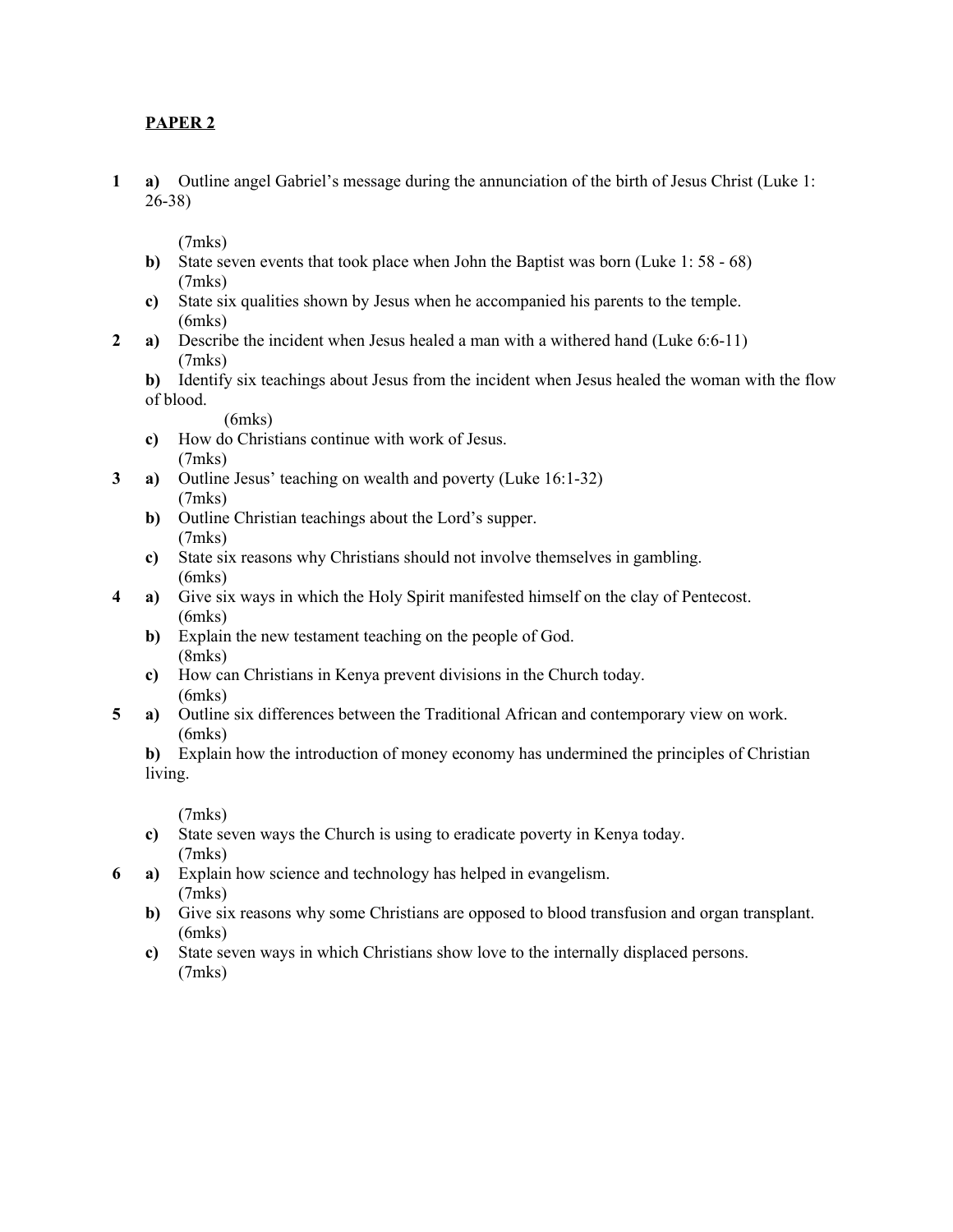## PAPER 2

1. a) Outline angel Gabriel's message during the annunciation of the birth of Jesus Christ (Luke 1: 26-38) (7mks)

   b) State seven events that took place when John the Baptist was born (Luke 1: 58 - 68) (7mks)

   c) State six qualities shown by Jesus when he accompanied his parents to the temple. (6mks)

2. a) Describe the incident when Jesus healed a man with a withered hand (Luke 6:6-11) (7mks)

   b) Identify six teachings about Jesus from the incident when Jesus healed the woman with the flow of blood. (6mks)

   c) How do Christians continue with work of Jesus. (7mks)

3. a) Outline Jesus' teaching on wealth and poverty (Luke 16:1-32) (7mks)

   b) Outline Christian teachings about the Lord's supper. (7mks)

   c) State six reasons why Christians should not involve themselves in gambling. (6mks)

4. a) Give six ways in which the Holy Spirit manifested himself on the clay of Pentecost. (6mks)

   b) Explain the new testament teaching on the people of God. (8mks)

   c) How can Christians in Kenya prevent divisions in the Church today. (6mks)

5. a) Outline six differences between the Traditional African and contemporary view on work. (6mks)

   b) Explain how the introduction of money economy has undermined the principles of Christian living. (7mks)

   c) State seven ways the Church is using to eradicate poverty in Kenya today. (7mks)

6. a) Explain how science and technology has helped in evangelism. (7mks)

   b) Give six reasons why some Christians are opposed to blood transfusion and organ transplant. (6mks)

   c) State seven ways in which Christians show love to the internally displaced persons. (7mks)